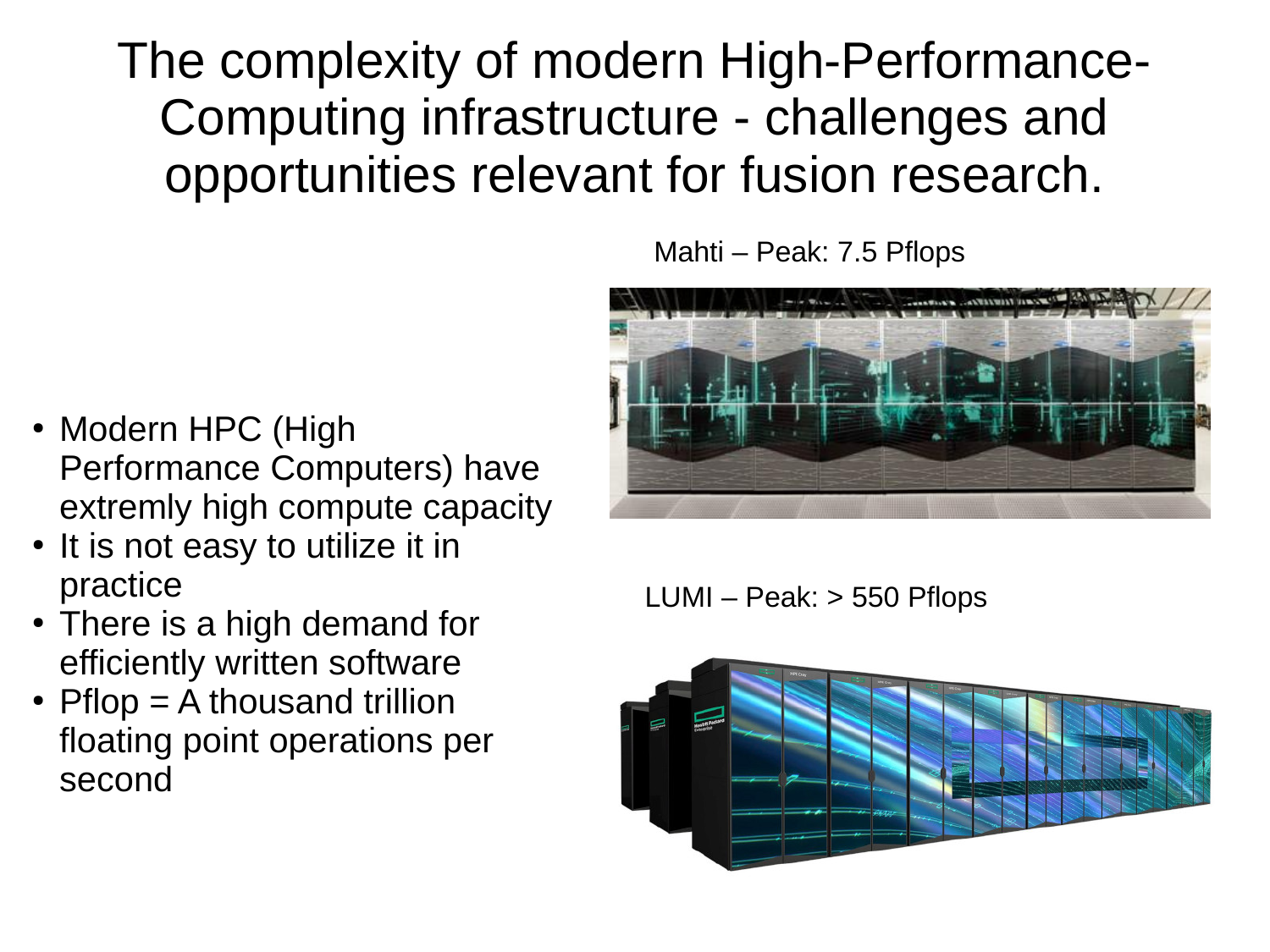# The complexity of modern High-Performance-Computing infrastructure - challenges and opportunities relevant for fusion research.

- Modern HPC (High Performance Computers) have extremly high compute capacity
- It is not easy to utilize it in practice
- There is a high demand for efficiently written software
- Pflop = A thousand trillion floating point operations per second

Mahti – Peak: 7.5 Pflops

LUMI – Peak: > 550 Pflops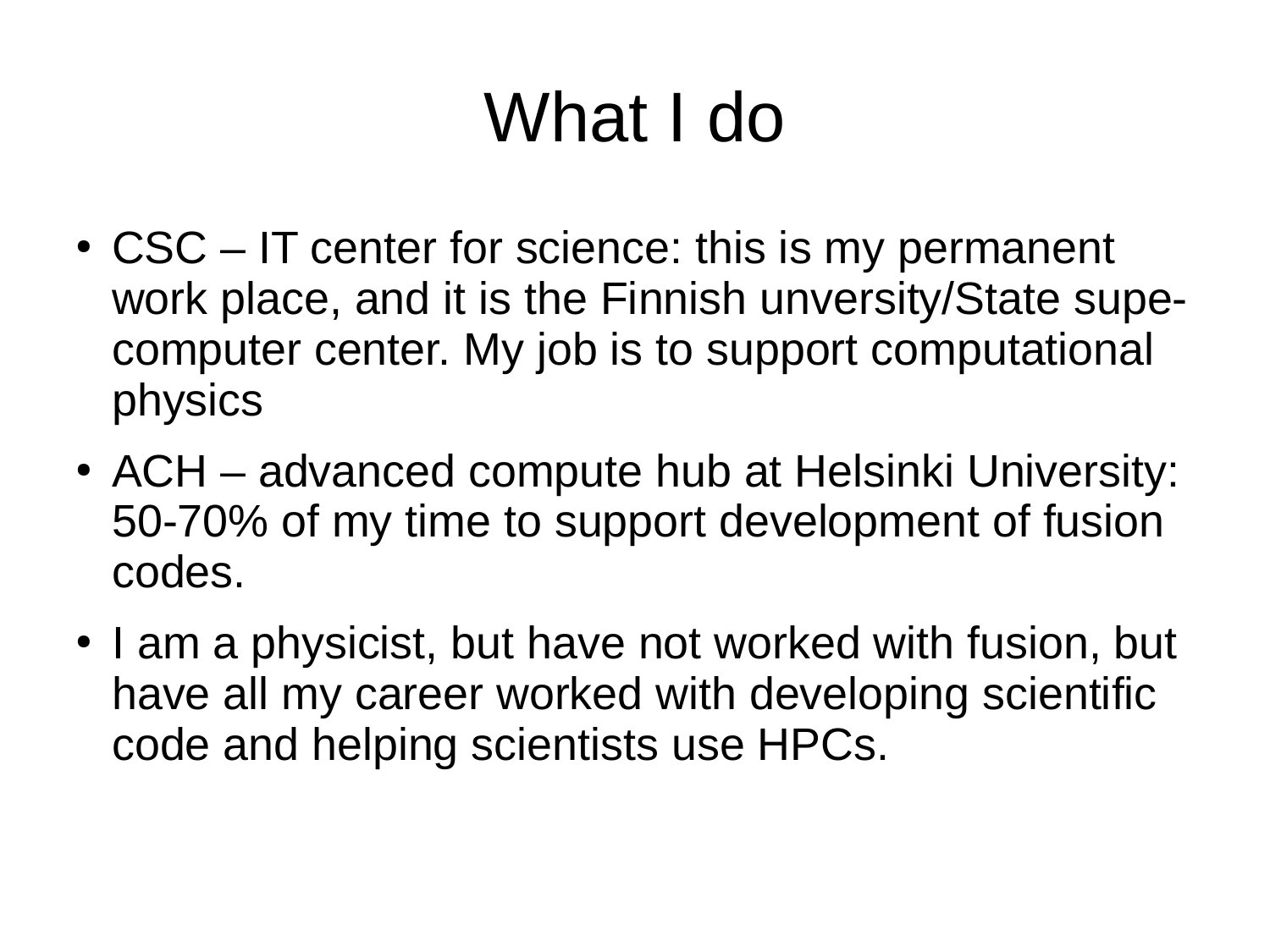# What I do

- CSC – IT center for science: this is my permanent work place, and it is the Finnish unversity/State supe-computer center. My job is to support computational physics
- ACH – advanced compute hub at Helsinki University: 50-70% of my time to support development of fusion codes.
- I am a physicist, but have not worked with fusion, but have all my career worked with developing scientific code and helping scientists use HPCs.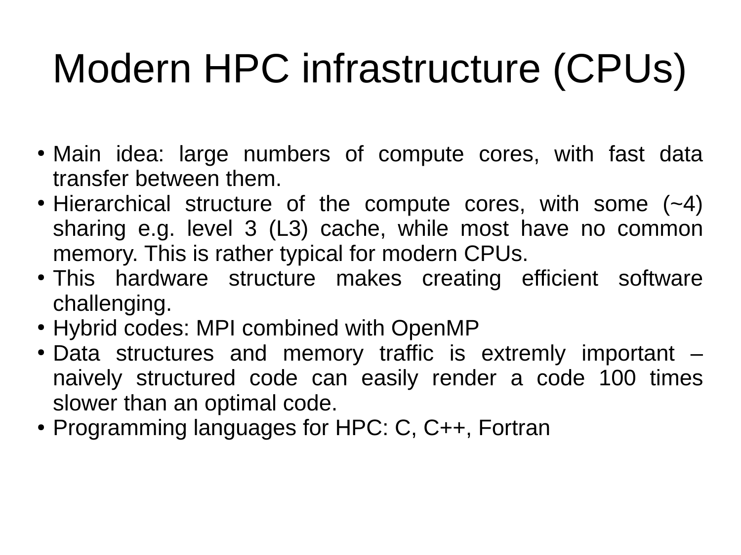# Modern HPC infrastructure (CPUs)

- Main idea: large numbers of compute cores, with fast data transfer between them.
- Hierarchical structure of the compute cores, with some (~4) sharing e.g. level 3 (L3) cache, while most have no common memory. This is rather typical for modern CPUs.
- This hardware structure makes creating efficient software challenging.
- Hybrid codes: MPI combined with OpenMP
- Data structures and memory traffic is extremly important – naively structured code can easily render a code 100 times slower than an optimal code.
- Programming languages for HPC: C, C++, Fortran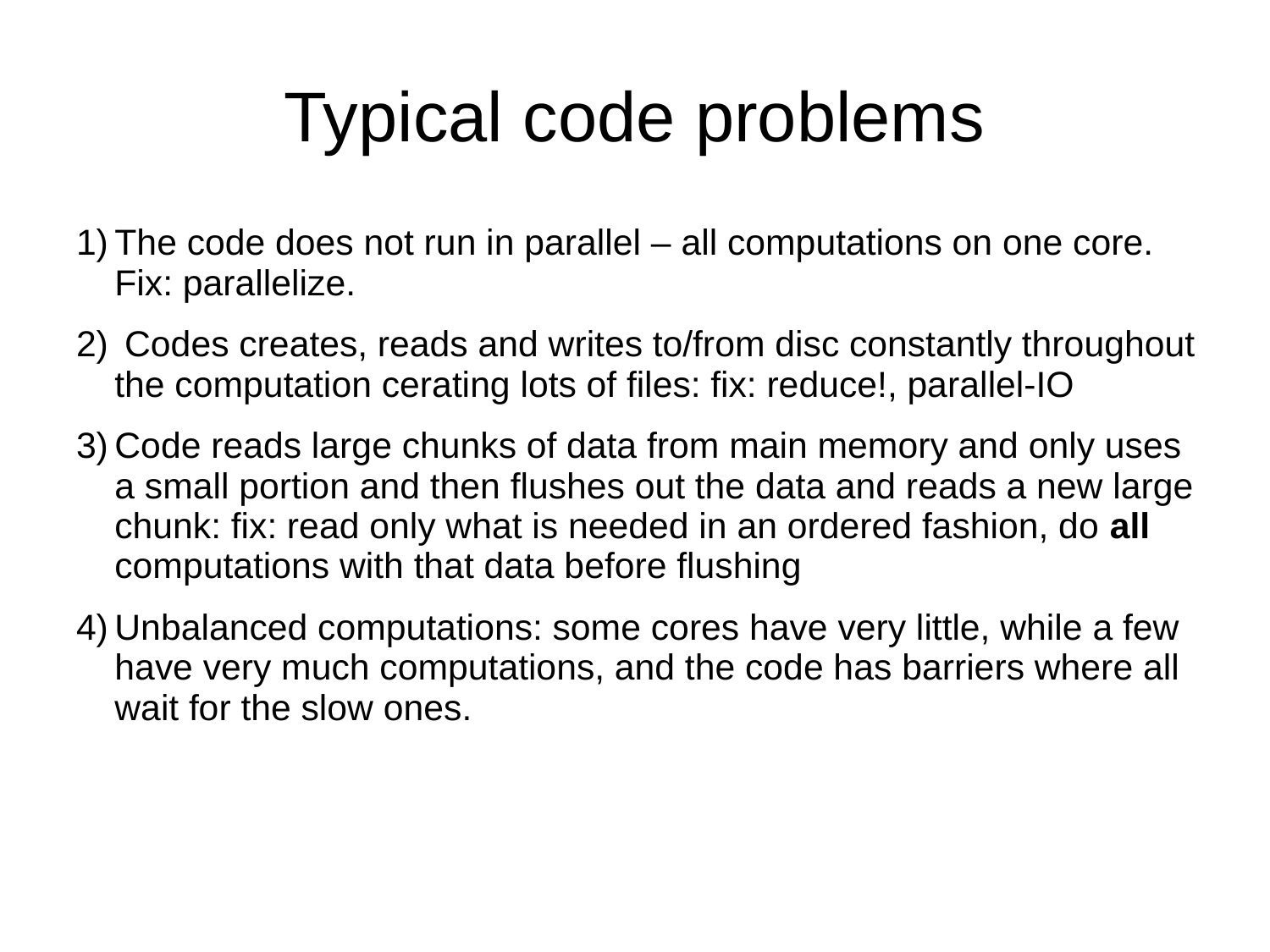# Typical code problems

1) The code does not run in parallel – all computations on one core. Fix: parallelize.
2) Codes creates, reads and writes to/from disc constantly throughout the computation cerating lots of files: fix: reduce!, parallel-IO
3) Code reads large chunks of data from main memory and only uses a small portion and then flushes out the data and reads a new large chunk: fix: read only what is needed in an ordered fashion, do **all** computations with that data before flushing
4) Unbalanced computations: some cores have very little, while a few have very much computations, and the code has barriers where all wait for the slow ones.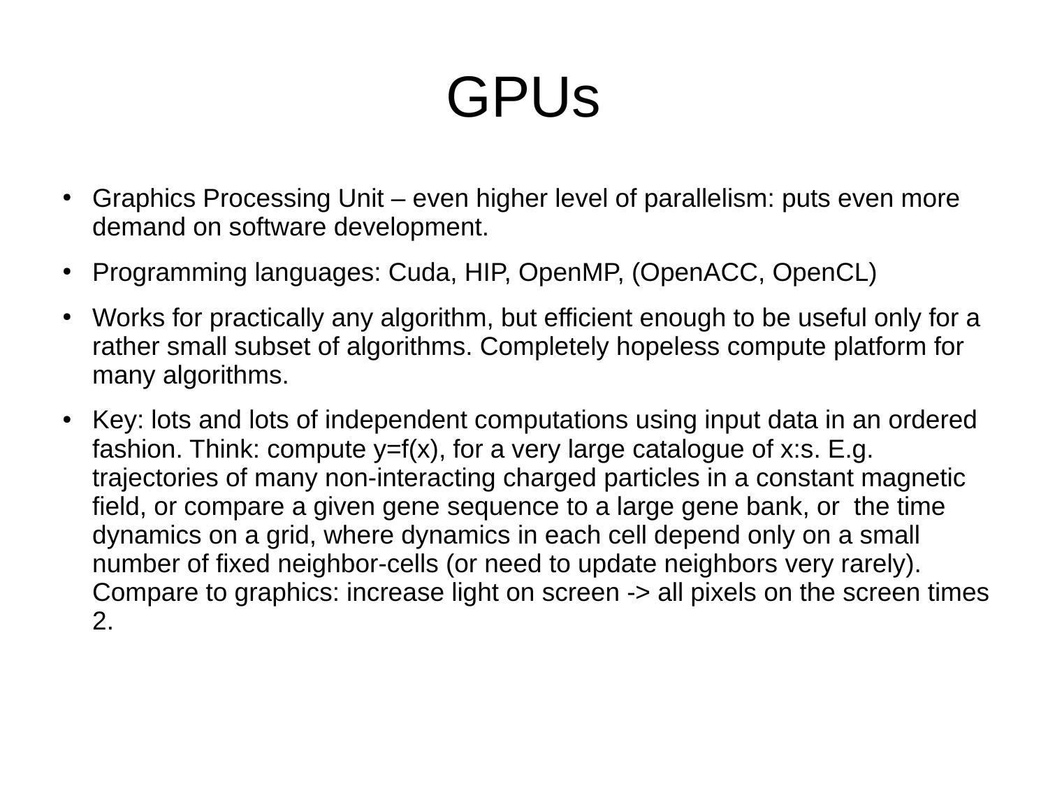# GPUs

- Graphics Processing Unit – even higher level of parallelism: puts even more demand on software development.
- Programming languages: Cuda, HIP, OpenMP, (OpenACC, OpenCL)
- Works for practically any algorithm, but efficient enough to be useful only for a rather small subset of algorithms. Completely hopeless compute platform for many algorithms.
- Key: lots and lots of independent computations using input data in an ordered fashion. Think: compute $y=f(x)$, for a very large catalogue of x:s. E.g. trajectories of many non-interacting charged particles in a constant magnetic field, or compare a given gene sequence to a large gene bank, or the time dynamics on a grid, where dynamics in each cell depend only on a small number of fixed neighbor-cells (or need to update neighbors very rarely). Compare to graphics: increase light on screen -> all pixels on the screen times 2.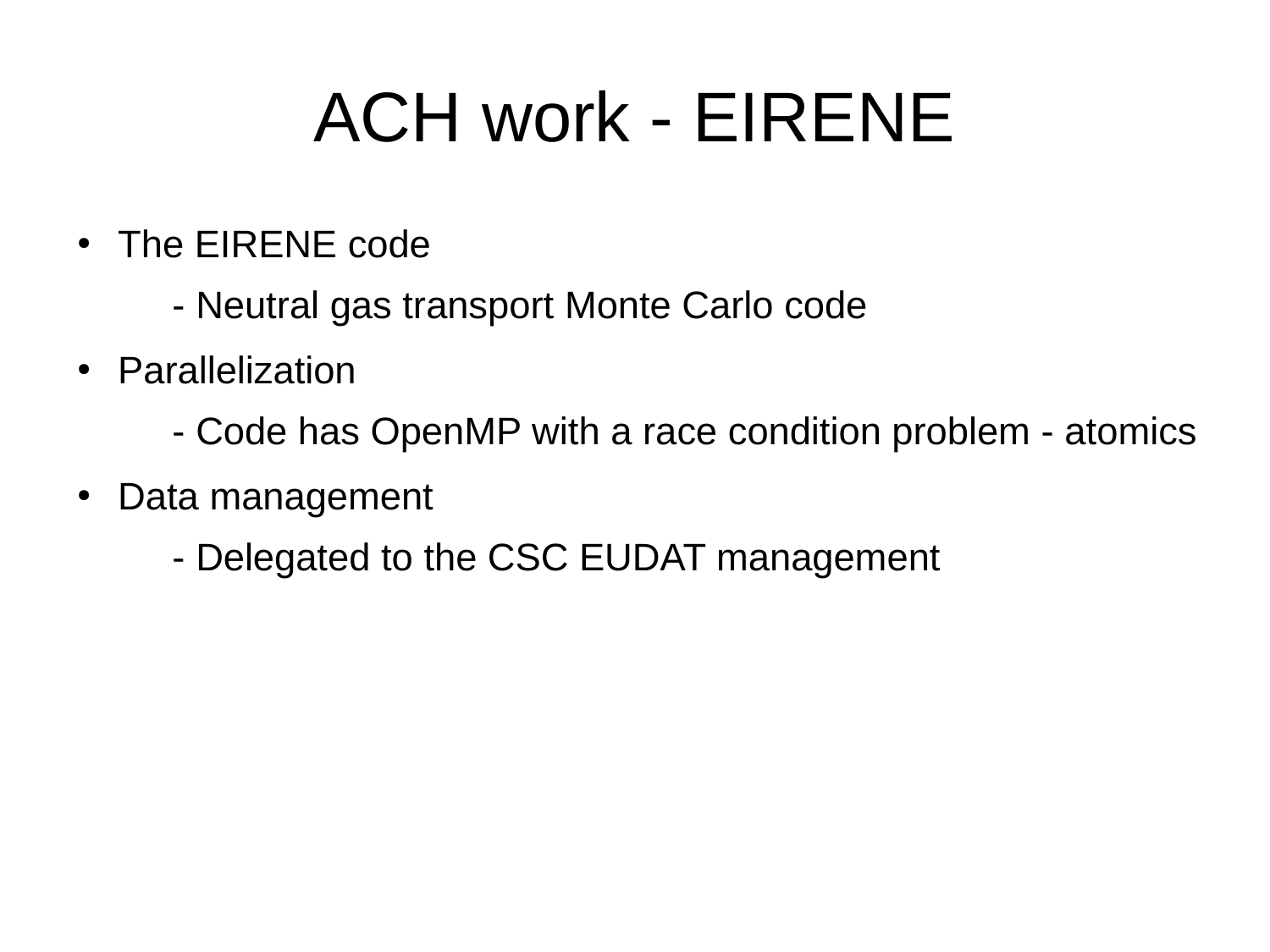# ACH work - EIRENE

- The EIRENE code
  - Neutral gas transport Monte Carlo code
- Parallelization
  - Code has OpenMP with a race condition problem - atomics
- Data management
  - Delegated to the CSC EUDAT management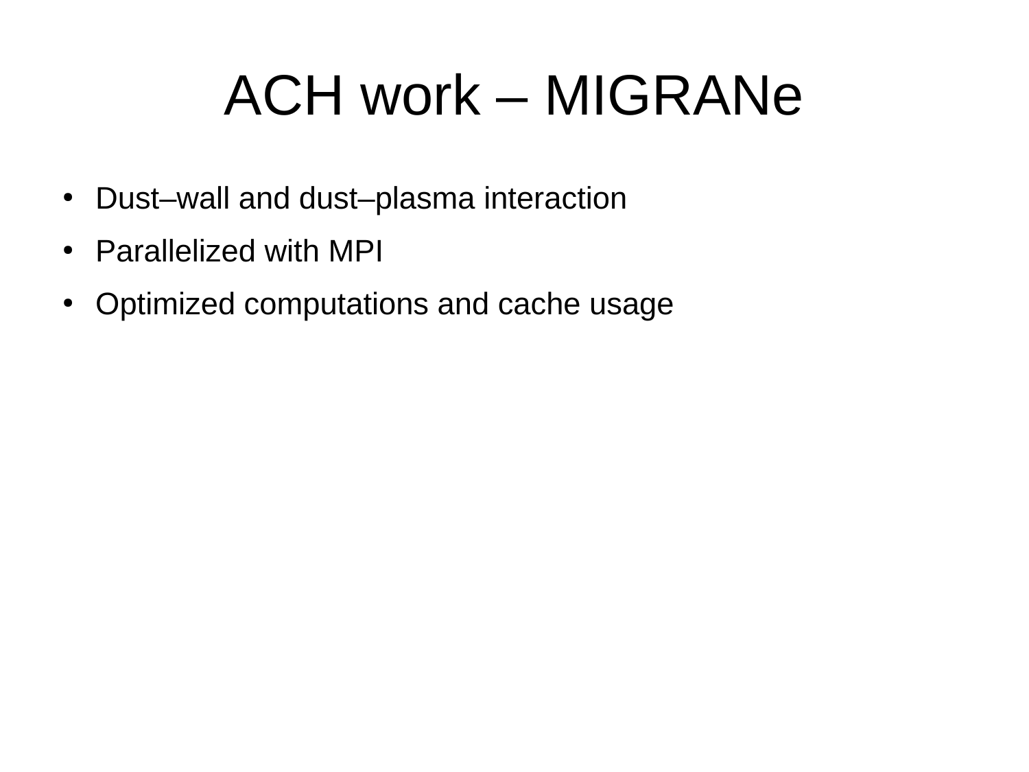# ACH work – MIGRANe

- Dust–wall and dust–plasma interaction
- Parallelized with MPI
- Optimized computations and cache usage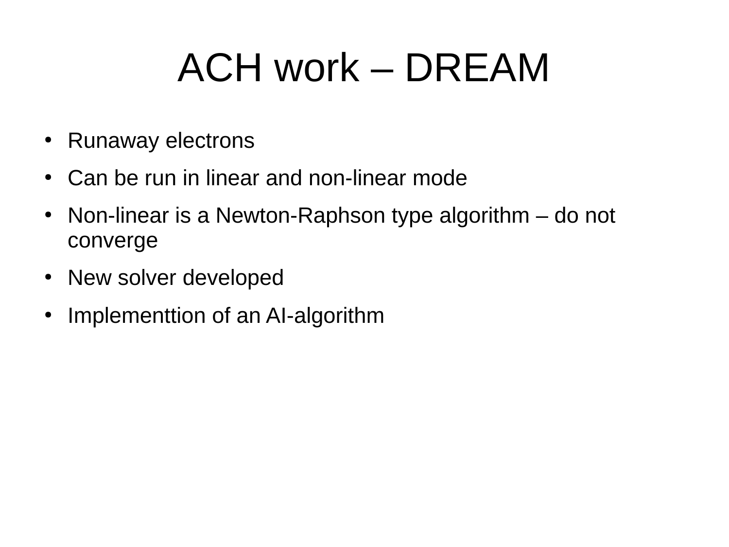# ACH work – DREAM

- Runaway electrons
- Can be run in linear and non-linear mode
- Non-linear is a Newton-Raphson type algorithm – do not converge
- New solver developed
- Implementtion of an AI-algorithm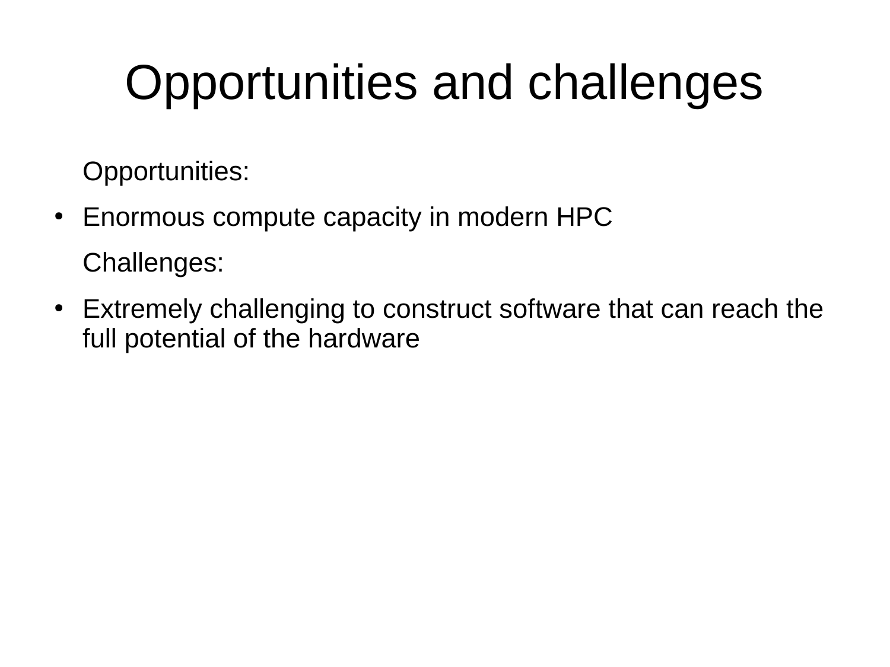# Opportunities and challenges

Opportunities:

- Enormous compute capacity in modern HPC

Challenges:

- Extremely challenging to construct software that can reach the full potential of the hardware